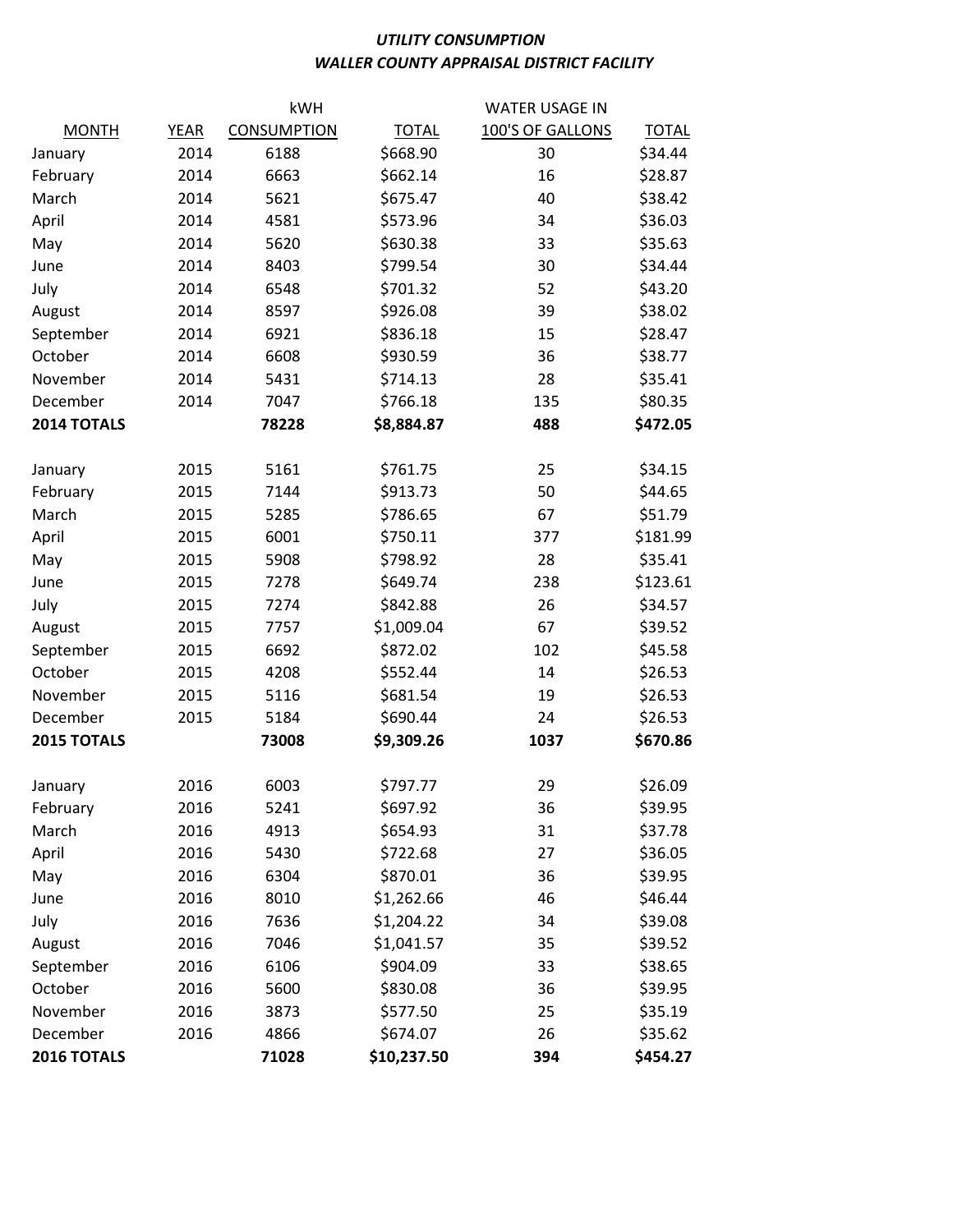***UTILITY CONSUMPTION***

***WALLER COUNTY APPRAISAL DISTRICT FACILITY***

| MONTH | YEAR | kWH CONSUMPTION | TOTAL | WATER USAGE IN 100'S OF GALLONS | TOTAL |
|---|---|---|---|---|---|
| January | 2014 | 6188 | $668.90 | 30 | $34.44 |
| February | 2014 | 6663 | $662.14 | 16 | $28.87 |
| March | 2014 | 5621 | $675.47 | 40 | $38.42 |
| April | 2014 | 4581 | $573.96 | 34 | $36.03 |
| May | 2014 | 5620 | $630.38 | 33 | $35.63 |
| June | 2014 | 8403 | $799.54 | 30 | $34.44 |
| July | 2014 | 6548 | $701.32 | 52 | $43.20 |
| August | 2014 | 8597 | $926.08 | 39 | $38.02 |
| September | 2014 | 6921 | $836.18 | 15 | $28.47 |
| October | 2014 | 6608 | $930.59 | 36 | $38.77 |
| November | 2014 | 5431 | $714.13 | 28 | $35.41 |
| December | 2014 | 7047 | $766.18 | 135 | $80.35 |
| **2014 TOTALS** | | **78228** | **$8,884.87** | **488** | **$472.05** |
| | | | | | |
| January | 2015 | 5161 | $761.75 | 25 | $34.15 |
| February | 2015 | 7144 | $913.73 | 50 | $44.65 |
| March | 2015 | 5285 | $786.65 | 67 | $51.79 |
| April | 2015 | 6001 | $750.11 | 377 | $181.99 |
| May | 2015 | 5908 | $798.92 | 28 | $35.41 |
| June | 2015 | 7278 | $649.74 | 238 | $123.61 |
| July | 2015 | 7274 | $842.88 | 26 | $34.57 |
| August | 2015 | 7757 | $1,009.04 | 67 | $39.52 |
| September | 2015 | 6692 | $872.02 | 102 | $45.58 |
| October | 2015 | 4208 | $552.44 | 14 | $26.53 |
| November | 2015 | 5116 | $681.54 | 19 | $26.53 |
| December | 2015 | 5184 | $690.44 | 24 | $26.53 |
| **2015 TOTALS** | | **73008** | **$9,309.26** | **1037** | **$670.86** |
| | | | | | |
| January | 2016 | 6003 | $797.77 | 29 | $26.09 |
| February | 2016 | 5241 | $697.92 | 36 | $39.95 |
| March | 2016 | 4913 | $654.93 | 31 | $37.78 |
| April | 2016 | 5430 | $722.68 | 27 | $36.05 |
| May | 2016 | 6304 | $870.01 | 36 | $39.95 |
| June | 2016 | 8010 | $1,262.66 | 46 | $46.44 |
| July | 2016 | 7636 | $1,204.22 | 34 | $39.08 |
| August | 2016 | 7046 | $1,041.57 | 35 | $39.52 |
| September | 2016 | 6106 | $904.09 | 33 | $38.65 |
| October | 2016 | 5600 | $830.08 | 36 | $39.95 |
| November | 2016 | 3873 | $577.50 | 25 | $35.19 |
| December | 2016 | 4866 | $674.07 | 26 | $35.62 |
| **2016 TOTALS** | | **71028** | **$10,237.50** | **394** | **$454.27** |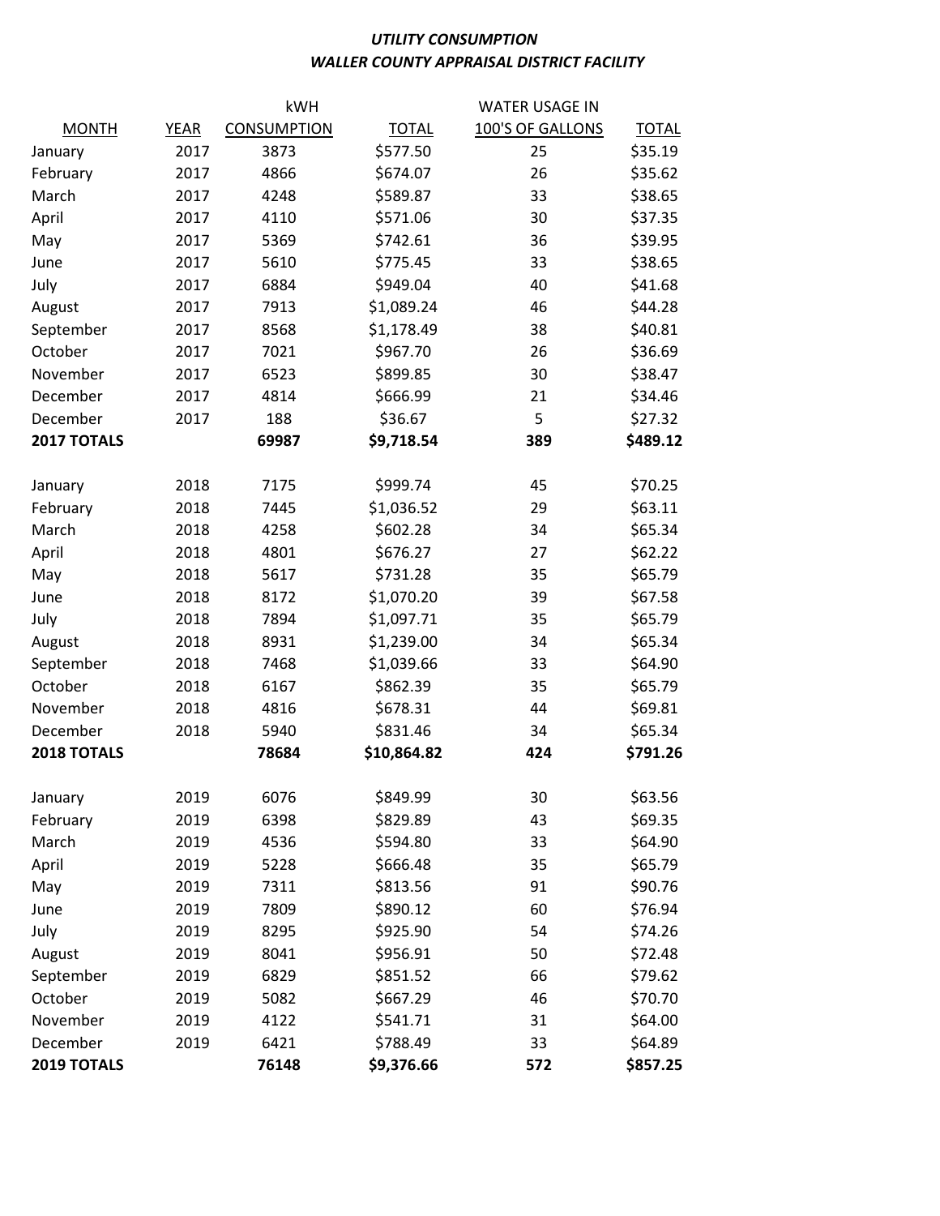***UTILITY CONSUMPTION***
***WALLER COUNTY APPRAISAL DISTRICT FACILITY***

| MONTH | YEAR | kWH CONSUMPTION | TOTAL | WATER USAGE IN 100'S OF GALLONS | TOTAL |
|---|---|---|---|---|---|
| January | 2017 | 3873 | $577.50 | 25 | $35.19 |
| February | 2017 | 4866 | $674.07 | 26 | $35.62 |
| March | 2017 | 4248 | $589.87 | 33 | $38.65 |
| April | 2017 | 4110 | $571.06 | 30 | $37.35 |
| May | 2017 | 5369 | $742.61 | 36 | $39.95 |
| June | 2017 | 5610 | $775.45 | 33 | $38.65 |
| July | 2017 | 6884 | $949.04 | 40 | $41.68 |
| August | 2017 | 7913 | $1,089.24 | 46 | $44.28 |
| September | 2017 | 8568 | $1,178.49 | 38 | $40.81 |
| October | 2017 | 7021 | $967.70 | 26 | $36.69 |
| November | 2017 | 6523 | $899.85 | 30 | $38.47 |
| December | 2017 | 4814 | $666.99 | 21 | $34.46 |
| December | 2017 | 188 | $36.67 | 5 | $27.32 |
| **2017 TOTALS** | | **69987** | **$9,718.54** | **389** | **$489.12** |
| | | | | | |
| January | 2018 | 7175 | $999.74 | 45 | $70.25 |
| February | 2018 | 7445 | $1,036.52 | 29 | $63.11 |
| March | 2018 | 4258 | $602.28 | 34 | $65.34 |
| April | 2018 | 4801 | $676.27 | 27 | $62.22 |
| May | 2018 | 5617 | $731.28 | 35 | $65.79 |
| June | 2018 | 8172 | $1,070.20 | 39 | $67.58 |
| July | 2018 | 7894 | $1,097.71 | 35 | $65.79 |
| August | 2018 | 8931 | $1,239.00 | 34 | $65.34 |
| September | 2018 | 7468 | $1,039.66 | 33 | $64.90 |
| October | 2018 | 6167 | $862.39 | 35 | $65.79 |
| November | 2018 | 4816 | $678.31 | 44 | $69.81 |
| December | 2018 | 5940 | $831.46 | 34 | $65.34 |
| **2018 TOTALS** | | **78684** | **$10,864.82** | **424** | **$791.26** |
| | | | | | |
| January | 2019 | 6076 | $849.99 | 30 | $63.56 |
| February | 2019 | 6398 | $829.89 | 43 | $69.35 |
| March | 2019 | 4536 | $594.80 | 33 | $64.90 |
| April | 2019 | 5228 | $666.48 | 35 | $65.79 |
| May | 2019 | 7311 | $813.56 | 91 | $90.76 |
| June | 2019 | 7809 | $890.12 | 60 | $76.94 |
| July | 2019 | 8295 | $925.90 | 54 | $74.26 |
| August | 2019 | 8041 | $956.91 | 50 | $72.48 |
| September | 2019 | 6829 | $851.52 | 66 | $79.62 |
| October | 2019 | 5082 | $667.29 | 46 | $70.70 |
| November | 2019 | 4122 | $541.71 | 31 | $64.00 |
| December | 2019 | 6421 | $788.49 | 33 | $64.89 |
| **2019 TOTALS** | | **76148** | **$9,376.66** | **572** | **$857.25** |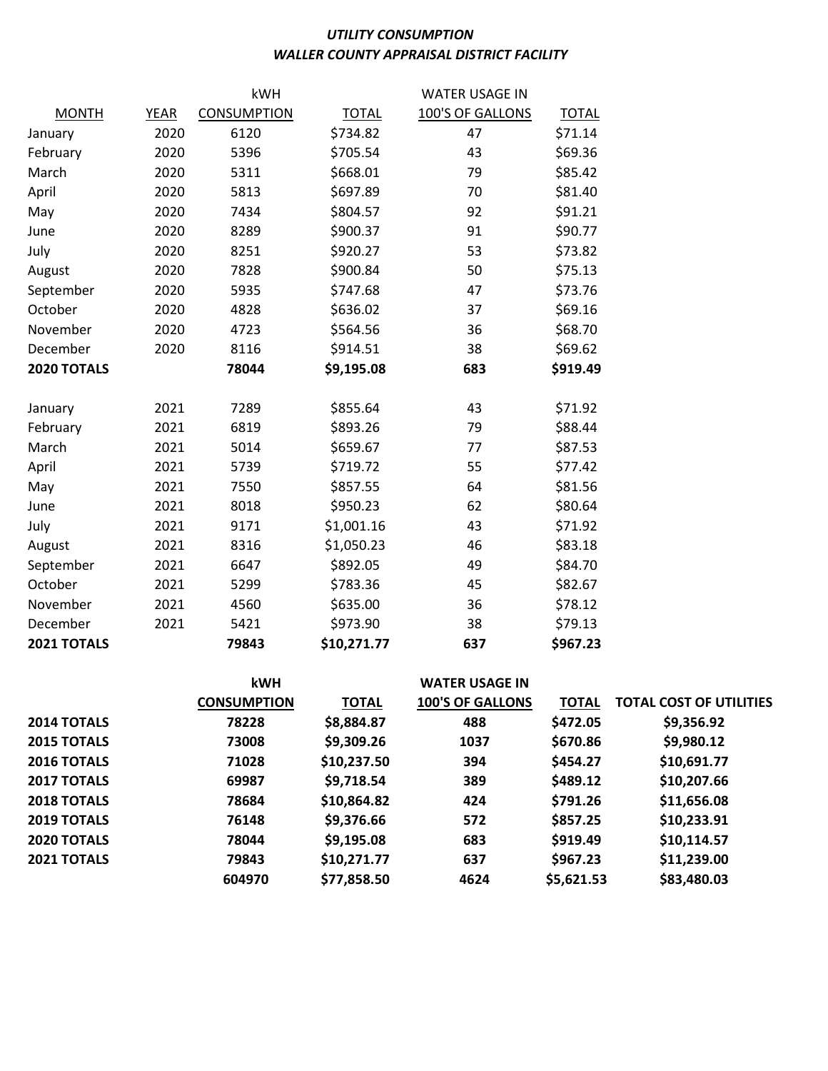### *UTILITY CONSUMPTION*
### *WALLER COUNTY APPRAISAL DISTRICT FACILITY*

| MONTH | YEAR | kWH CONSUMPTION | TOTAL | WATER USAGE IN 100'S OF GALLONS | TOTAL |
|---|---|---|---|---|---|
| January | 2020 | 6120 | $734.82 | 47 | $71.14 |
| February | 2020 | 5396 | $705.54 | 43 | $69.36 |
| March | 2020 | 5311 | $668.01 | 79 | $85.42 |
| April | 2020 | 5813 | $697.89 | 70 | $81.40 |
| May | 2020 | 7434 | $804.57 | 92 | $91.21 |
| June | 2020 | 8289 | $900.37 | 91 | $90.77 |
| July | 2020 | 8251 | $920.27 | 53 | $73.82 |
| August | 2020 | 7828 | $900.84 | 50 | $75.13 |
| September | 2020 | 5935 | $747.68 | 47 | $73.76 |
| October | 2020 | 4828 | $636.02 | 37 | $69.16 |
| November | 2020 | 4723 | $564.56 | 36 | $68.70 |
| December | 2020 | 8116 | $914.51 | 38 | $69.62 |
| **2020 TOTALS** | | **78044** | **$9,195.08** | **683** | **$919.49** |
| | | | | | |
| January | 2021 | 7289 | $855.64 | 43 | $71.92 |
| February | 2021 | 6819 | $893.26 | 79 | $88.44 |
| March | 2021 | 5014 | $659.67 | 77 | $87.53 |
| April | 2021 | 5739 | $719.72 | 55 | $77.42 |
| May | 2021 | 7550 | $857.55 | 64 | $81.56 |
| June | 2021 | 8018 | $950.23 | 62 | $80.64 |
| July | 2021 | 9171 | $1,001.16 | 43 | $71.92 |
| August | 2021 | 8316 | $1,050.23 | 46 | $83.18 |
| September | 2021 | 6647 | $892.05 | 49 | $84.70 |
| October | 2021 | 5299 | $783.36 | 45 | $82.67 |
| November | 2021 | 4560 | $635.00 | 36 | $78.12 |
| December | 2021 | 5421 | $973.90 | 38 | $79.13 |
| **2021 TOTALS** | | **79843** | **$10,271.77** | **637** | **$967.23** |

| | **kWH CONSUMPTION** | **TOTAL** | **WATER USAGE IN 100'S OF GALLONS** | **TOTAL** | **TOTAL COST OF UTILITIES** |
|---|---|---|---|---|---|
| **2014 TOTALS** | **78228** | **$8,884.87** | **488** | **$472.05** | **$9,356.92** |
| **2015 TOTALS** | **73008** | **$9,309.26** | **1037** | **$670.86** | **$9,980.12** |
| **2016 TOTALS** | **71028** | **$10,237.50** | **394** | **$454.27** | **$10,691.77** |
| **2017 TOTALS** | **69987** | **$9,718.54** | **389** | **$489.12** | **$10,207.66** |
| **2018 TOTALS** | **78684** | **$10,864.82** | **424** | **$791.26** | **$11,656.08** |
| **2019 TOTALS** | **76148** | **$9,376.66** | **572** | **$857.25** | **$10,233.91** |
| **2020 TOTALS** | **78044** | **$9,195.08** | **683** | **$919.49** | **$10,114.57** |
| **2021 TOTALS** | **79843** | **$10,271.77** | **637** | **$967.23** | **$11,239.00** |
| | **604970** | **$77,858.50** | **4624** | **$5,621.53** | **$83,480.03** |